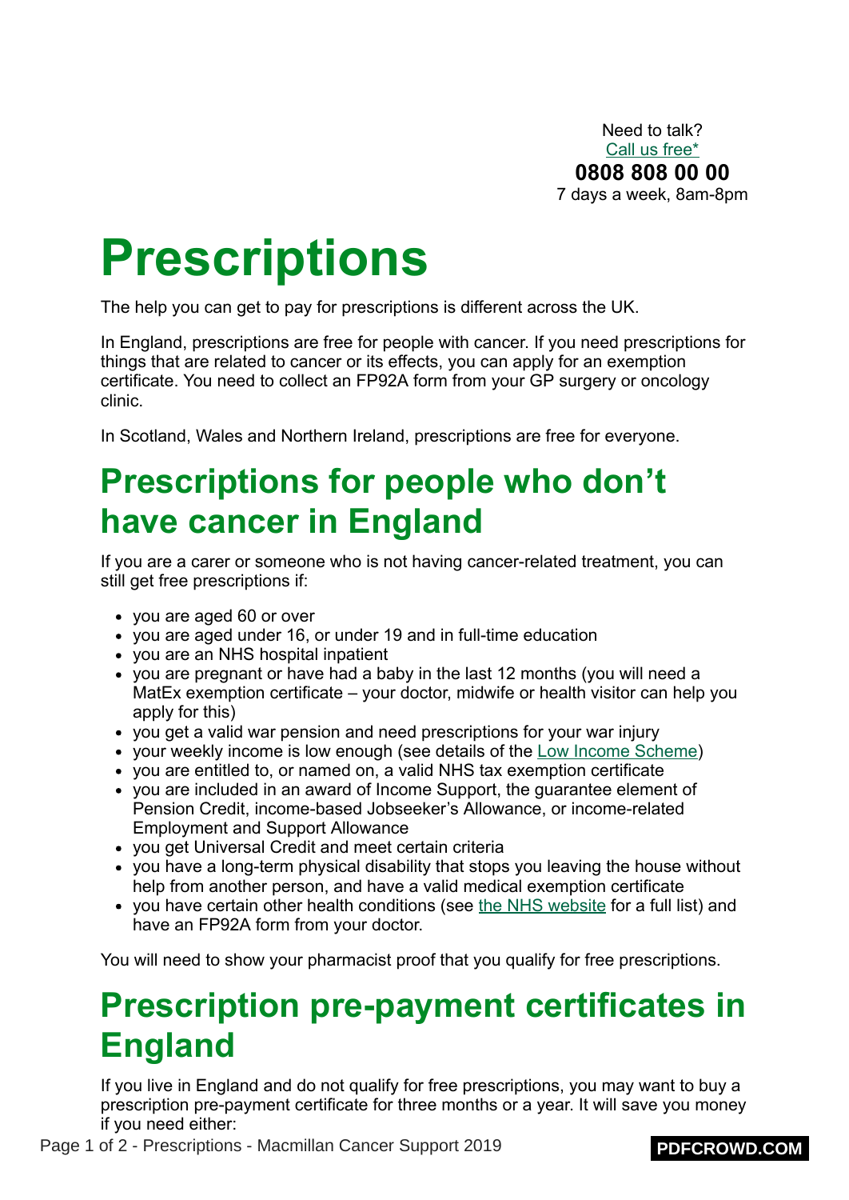Need to talk?
[Call us free*](#)
**0808 808 00 00**
7 days a week, 8am-8pm

# Prescriptions

The help you can get to pay for prescriptions is different across the UK.

In England, prescriptions are free for people with cancer. If you need prescriptions for things that are related to cancer or its effects, you can apply for an exemption certificate. You need to collect an FP92A form from your GP surgery or oncology clinic.

In Scotland, Wales and Northern Ireland, prescriptions are free for everyone.

## Prescriptions for people who don't have cancer in England

If you are a carer or someone who is not having cancer-related treatment, you can still get free prescriptions if:

- you are aged 60 or over
- you are aged under 16, or under 19 and in full-time education
- you are an NHS hospital inpatient
- you are pregnant or have had a baby in the last 12 months (you will need a MatEx exemption certificate – your doctor, midwife or health visitor can help you apply for this)
- you get a valid war pension and need prescriptions for your war injury
- your weekly income is low enough (see details of the [Low Income Scheme](#))
- you are entitled to, or named on, a valid NHS tax exemption certificate
- you are included in an award of Income Support, the guarantee element of Pension Credit, income-based Jobseeker's Allowance, or income-related Employment and Support Allowance
- you get Universal Credit and meet certain criteria
- you have a long-term physical disability that stops you leaving the house without help from another person, and have a valid medical exemption certificate
- you have certain other health conditions (see [the NHS website](#) for a full list) and have an FP92A form from your doctor.

You will need to show your pharmacist proof that you qualify for free prescriptions.

## Prescription pre-payment certificates in England

If you live in England and do not qualify for free prescriptions, you may want to buy a prescription pre-payment certificate for three months or a year. It will save you money if you need either: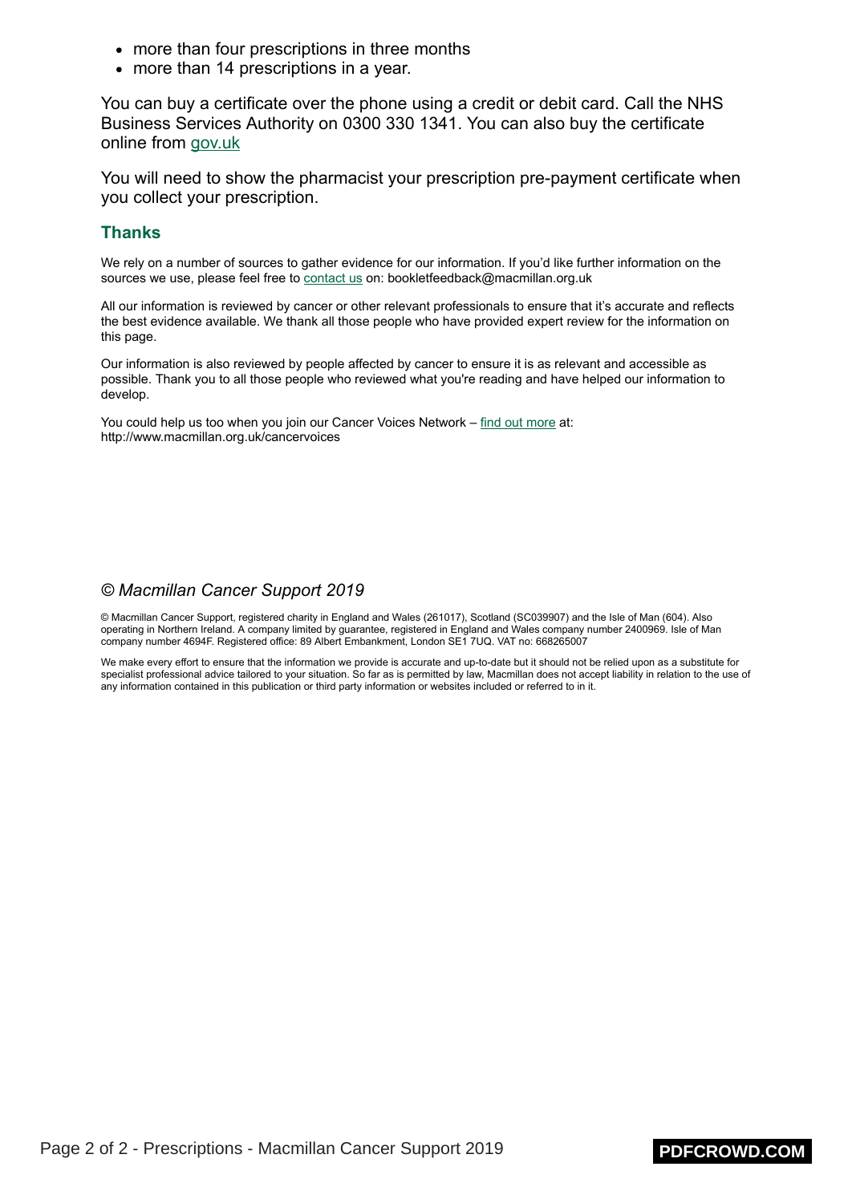- more than four prescriptions in three months
- more than 14 prescriptions in a year.

You can buy a certificate over the phone using a credit or debit card. Call the NHS Business Services Authority on 0300 330 1341. You can also buy the certificate online from gov.uk

You will need to show the pharmacist your prescription pre-payment certificate when you collect your prescription.

## Thanks

We rely on a number of sources to gather evidence for our information. If you'd like further information on the sources we use, please feel free to contact us on: bookletfeedback@macmillan.org.uk

All our information is reviewed by cancer or other relevant professionals to ensure that it's accurate and reflects the best evidence available. We thank all those people who have provided expert review for the information on this page.

Our information is also reviewed by people affected by cancer to ensure it is as relevant and accessible as possible. Thank you to all those people who reviewed what you're reading and have helped our information to develop.

You could help us too when you join our Cancer Voices Network – find out more at: http://www.macmillan.org.uk/cancervoices

*© Macmillan Cancer Support 2019*

© Macmillan Cancer Support, registered charity in England and Wales (261017), Scotland (SC039907) and the Isle of Man (604). Also operating in Northern Ireland. A company limited by guarantee, registered in England and Wales company number 2400969. Isle of Man company number 4694F. Registered office: 89 Albert Embankment, London SE1 7UQ. VAT no: 668265007

We make every effort to ensure that the information we provide is accurate and up-to-date but it should not be relied upon as a substitute for specialist professional advice tailored to your situation. So far as is permitted by law, Macmillan does not accept liability in relation to the use of any information contained in this publication or third party information or websites included or referred to in it.